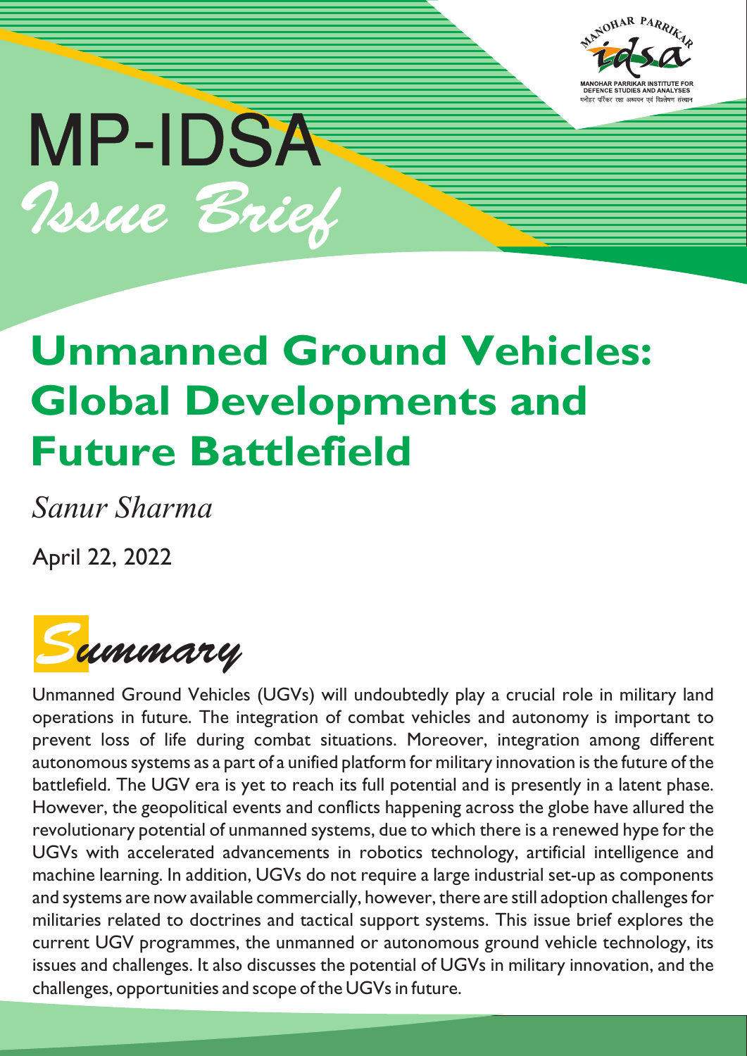MANOHAR PARRIKAR INSTITUTE FOR DEFENCE STUDIES AND ANALYSES
मनोहर पर्रिकर रक्षा अध्ययन एवं विश्लेषण संस्थान

MP-IDSA

*Issue Brief*

# Unmanned Ground Vehicles: Global Developments and Future Battlefield

*Sanur Sharma*

April 22, 2022

## *Summary*

Unmanned Ground Vehicles (UGVs) will undoubtedly play a crucial role in military land operations in future. The integration of combat vehicles and autonomy is important to prevent loss of life during combat situations. Moreover, integration among different autonomous systems as a part of a unified platform for military innovation is the future of the battlefield. The UGV era is yet to reach its full potential and is presently in a latent phase. However, the geopolitical events and conflicts happening across the globe have allured the revolutionary potential of unmanned systems, due to which there is a renewed hype for the UGVs with accelerated advancements in robotics technology, artificial intelligence and machine learning. In addition, UGVs do not require a large industrial set-up as components and systems are now available commercially, however, there are still adoption challenges for militaries related to doctrines and tactical support systems. This issue brief explores the current UGV programmes, the unmanned or autonomous ground vehicle technology, its issues and challenges. It also discusses the potential of UGVs in military innovation, and the challenges, opportunities and scope of the UGVs in future.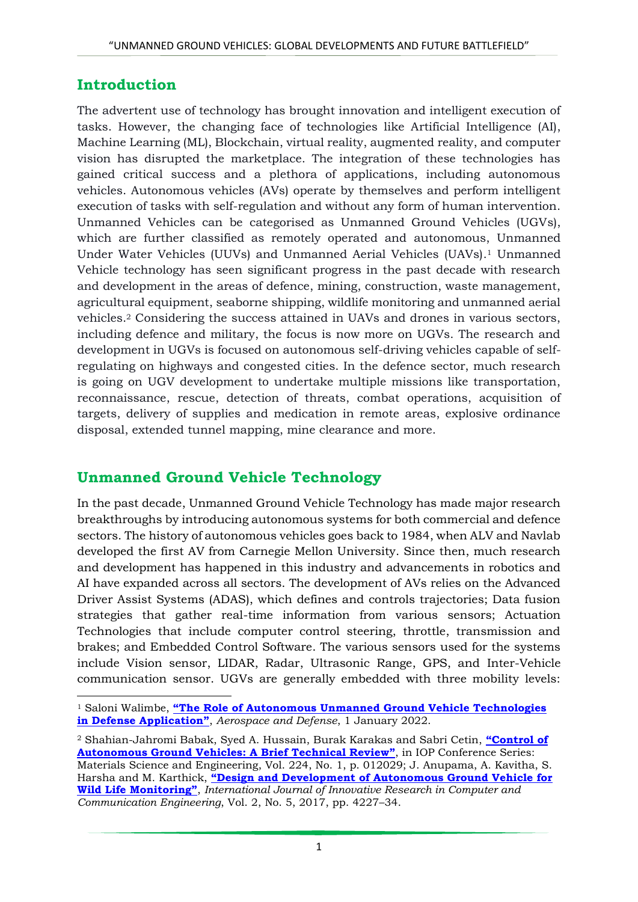## Introduction

The advertent use of technology has brought innovation and intelligent execution of tasks. However, the changing face of technologies like Artificial Intelligence (AI), Machine Learning (ML), Blockchain, virtual reality, augmented reality, and computer vision has disrupted the marketplace. The integration of these technologies has gained critical success and a plethora of applications, including autonomous vehicles. Autonomous vehicles (AVs) operate by themselves and perform intelligent execution of tasks with self-regulation and without any form of human intervention. Unmanned Vehicles can be categorised as Unmanned Ground Vehicles (UGVs), which are further classified as remotely operated and autonomous, Unmanned Under Water Vehicles (UUVs) and Unmanned Aerial Vehicles (UAVs).[1] Unmanned Vehicle technology has seen significant progress in the past decade with research and development in the areas of defence, mining, construction, waste management, agricultural equipment, seaborne shipping, wildlife monitoring and unmanned aerial vehicles.[2] Considering the success attained in UAVs and drones in various sectors, including defence and military, the focus is now more on UGVs. The research and development in UGVs is focused on autonomous self-driving vehicles capable of self-regulating on highways and congested cities. In the defence sector, much research is going on UGV development to undertake multiple missions like transportation, reconnaissance, rescue, detection of threats, combat operations, acquisition of targets, delivery of supplies and medication in remote areas, explosive ordinance disposal, extended tunnel mapping, mine clearance and more.

## Unmanned Ground Vehicle Technology

In the past decade, Unmanned Ground Vehicle Technology has made major research breakthroughs by introducing autonomous systems for both commercial and defence sectors. The history of autonomous vehicles goes back to 1984, when ALV and Navlab developed the first AV from Carnegie Mellon University. Since then, much research and development has happened in this industry and advancements in robotics and AI have expanded across all sectors. The development of AVs relies on the Advanced Driver Assist Systems (ADAS), which defines and controls trajectories; Data fusion strategies that gather real-time information from various sensors; Actuation Technologies that include computer control steering, throttle, transmission and brakes; and Embedded Control Software. The various sensors used for the systems include Vision sensor, LIDAR, Radar, Ultrasonic Range, GPS, and Inter-Vehicle communication sensor. UGVs are generally embedded with three mobility levels:

---

[1] Saloni Walimbe, **"The Role of Autonomous Unmanned Ground Vehicle Technologies in Defense Application"**, *Aerospace and Defense*, 1 January 2022.

[2] Shahian-Jahromi Babak, Syed A. Hussain, Burak Karakas and Sabri Cetin, **"Control of Autonomous Ground Vehicles: A Brief Technical Review"**, in IOP Conference Series: Materials Science and Engineering, Vol. 224, No. 1, p. 012029; J. Anupama, A. Kavitha, S. Harsha and M. Karthick, **"Design and Development of Autonomous Ground Vehicle for Wild Life Monitoring"**, *International Journal of Innovative Research in Computer and Communication Engineering*, Vol. 2, No. 5, 2017, pp. 4227–34.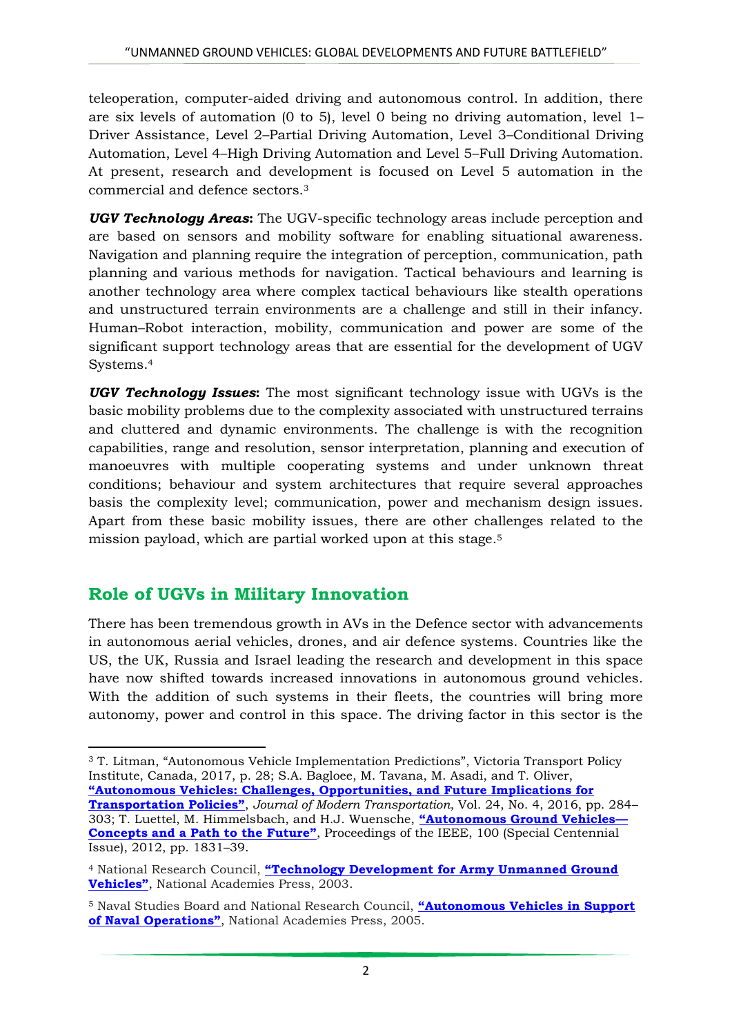teleoperation, computer-aided driving and autonomous control. In addition, there are six levels of automation (0 to 5), level 0 being no driving automation, level 1–Driver Assistance, Level 2–Partial Driving Automation, Level 3–Conditional Driving Automation, Level 4–High Driving Automation and Level 5–Full Driving Automation. At present, research and development is focused on Level 5 automation in the commercial and defence sectors.[3]

***UGV Technology Areas*:** The UGV-specific technology areas include perception and are based on sensors and mobility software for enabling situational awareness. Navigation and planning require the integration of perception, communication, path planning and various methods for navigation. Tactical behaviours and learning is another technology area where complex tactical behaviours like stealth operations and unstructured terrain environments are a challenge and still in their infancy. Human–Robot interaction, mobility, communication and power are some of the significant support technology areas that are essential for the development of UGV Systems.[4]

***UGV Technology Issues*:** The most significant technology issue with UGVs is the basic mobility problems due to the complexity associated with unstructured terrains and cluttered and dynamic environments. The challenge is with the recognition capabilities, range and resolution, sensor interpretation, planning and execution of manoeuvres with multiple cooperating systems and under unknown threat conditions; behaviour and system architectures that require several approaches basis the complexity level; communication, power and mechanism design issues. Apart from these basic mobility issues, there are other challenges related to the mission payload, which are partial worked upon at this stage.[5]

## Role of UGVs in Military Innovation

There has been tremendous growth in AVs in the Defence sector with advancements in autonomous aerial vehicles, drones, and air defence systems. Countries like the US, the UK, Russia and Israel leading the research and development in this space have now shifted towards increased innovations in autonomous ground vehicles. With the addition of such systems in their fleets, the countries will bring more autonomy, power and control in this space. The driving factor in this sector is the

---

[3] T. Litman, "Autonomous Vehicle Implementation Predictions", Victoria Transport Policy Institute, Canada, 2017, p. 28; S.A. Bagloee, M. Tavana, M. Asadi, and T. Oliver, **"Autonomous Vehicles: Challenges, Opportunities, and Future Implications for Transportation Policies"**, *Journal of Modern Transportation*, Vol. 24, No. 4, 2016, pp. 284–303; T. Luettel, M. Himmelsbach, and H.J. Wuensche, **"Autonomous Ground Vehicles—Concepts and a Path to the Future"**, Proceedings of the IEEE, 100 (Special Centennial Issue), 2012, pp. 1831–39.

[4] National Research Council, **"Technology Development for Army Unmanned Ground Vehicles"**, National Academies Press, 2003.

[5] Naval Studies Board and National Research Council, **"Autonomous Vehicles in Support of Naval Operations"**, National Academies Press, 2005.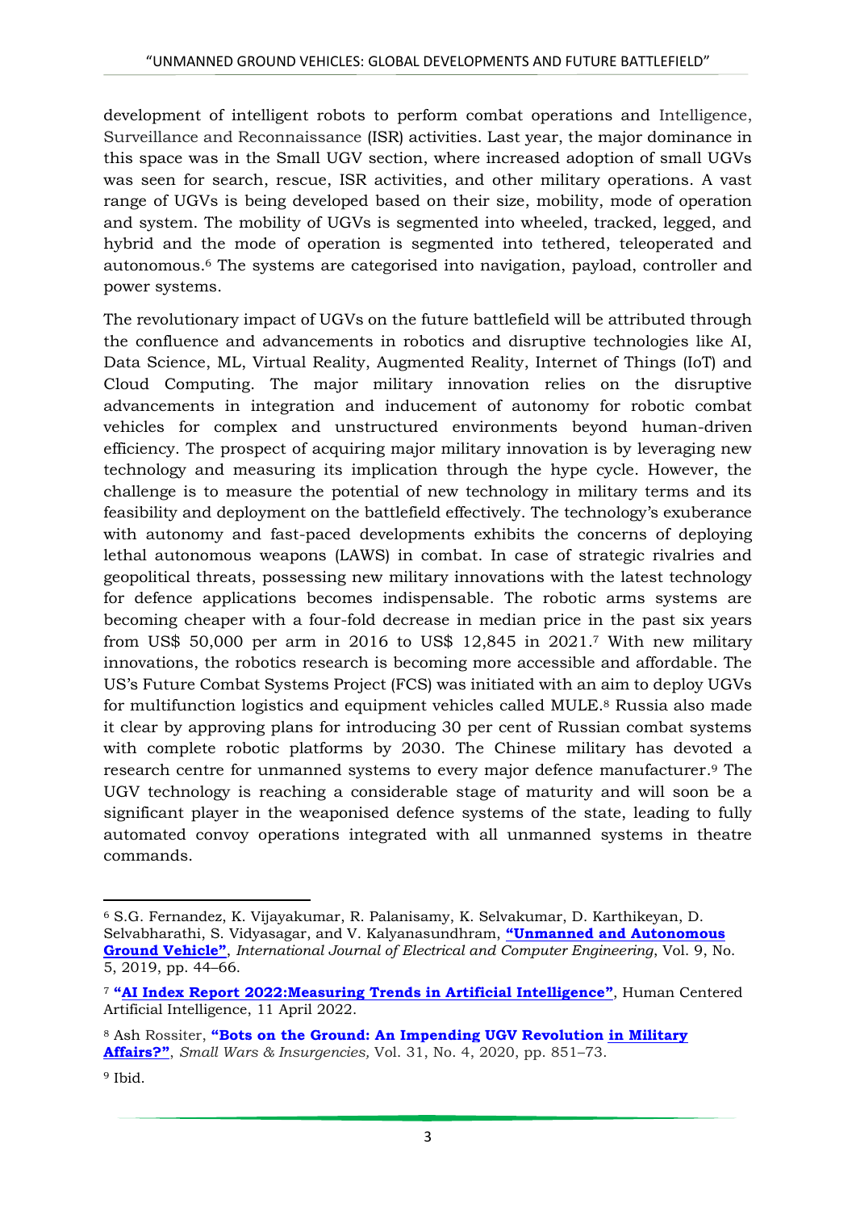development of intelligent robots to perform combat operations and Intelligence, Surveillance and Reconnaissance (ISR) activities. Last year, the major dominance in this space was in the Small UGV section, where increased adoption of small UGVs was seen for search, rescue, ISR activities, and other military operations. A vast range of UGVs is being developed based on their size, mobility, mode of operation and system. The mobility of UGVs is segmented into wheeled, tracked, legged, and hybrid and the mode of operation is segmented into tethered, teleoperated and autonomous.[6] The systems are categorised into navigation, payload, controller and power systems.

The revolutionary impact of UGVs on the future battlefield will be attributed through the confluence and advancements in robotics and disruptive technologies like AI, Data Science, ML, Virtual Reality, Augmented Reality, Internet of Things (IoT) and Cloud Computing. The major military innovation relies on the disruptive advancements in integration and inducement of autonomy for robotic combat vehicles for complex and unstructured environments beyond human-driven efficiency. The prospect of acquiring major military innovation is by leveraging new technology and measuring its implication through the hype cycle. However, the challenge is to measure the potential of new technology in military terms and its feasibility and deployment on the battlefield effectively. The technology's exuberance with autonomy and fast-paced developments exhibits the concerns of deploying lethal autonomous weapons (LAWS) in combat. In case of strategic rivalries and geopolitical threats, possessing new military innovations with the latest technology for defence applications becomes indispensable. The robotic arms systems are becoming cheaper with a four-fold decrease in median price in the past six years from US$ 50,000 per arm in 2016 to US$ 12,845 in 2021.[7] With new military innovations, the robotics research is becoming more accessible and affordable. The US's Future Combat Systems Project (FCS) was initiated with an aim to deploy UGVs for multifunction logistics and equipment vehicles called MULE.[8] Russia also made it clear by approving plans for introducing 30 per cent of Russian combat systems with complete robotic platforms by 2030. The Chinese military has devoted a research centre for unmanned systems to every major defence manufacturer.[9] The UGV technology is reaching a considerable stage of maturity and will soon be a significant player in the weaponised defence systems of the state, leading to fully automated convoy operations integrated with all unmanned systems in theatre commands.

---

[6] S.G. Fernandez, K. Vijayakumar, R. Palanisamy, K. Selvakumar, D. Karthikeyan, D. Selvabharathi, S. Vidyasagar, and V. Kalyanasundhram, **"Unmanned and Autonomous Ground Vehicle"**, *International Journal of Electrical and Computer Engineering*, Vol. 9, No. 5, 2019, pp. 44–66.

[7] **"AI Index Report 2022:Measuring Trends in Artificial Intelligence"**, Human Centered Artificial Intelligence, 11 April 2022.

[8] Ash Rossiter, **"Bots on the Ground: An Impending UGV Revolution in Military Affairs?"**, *Small Wars & Insurgencies,* Vol. 31, No. 4, 2020, pp. 851–73.

[9] Ibid.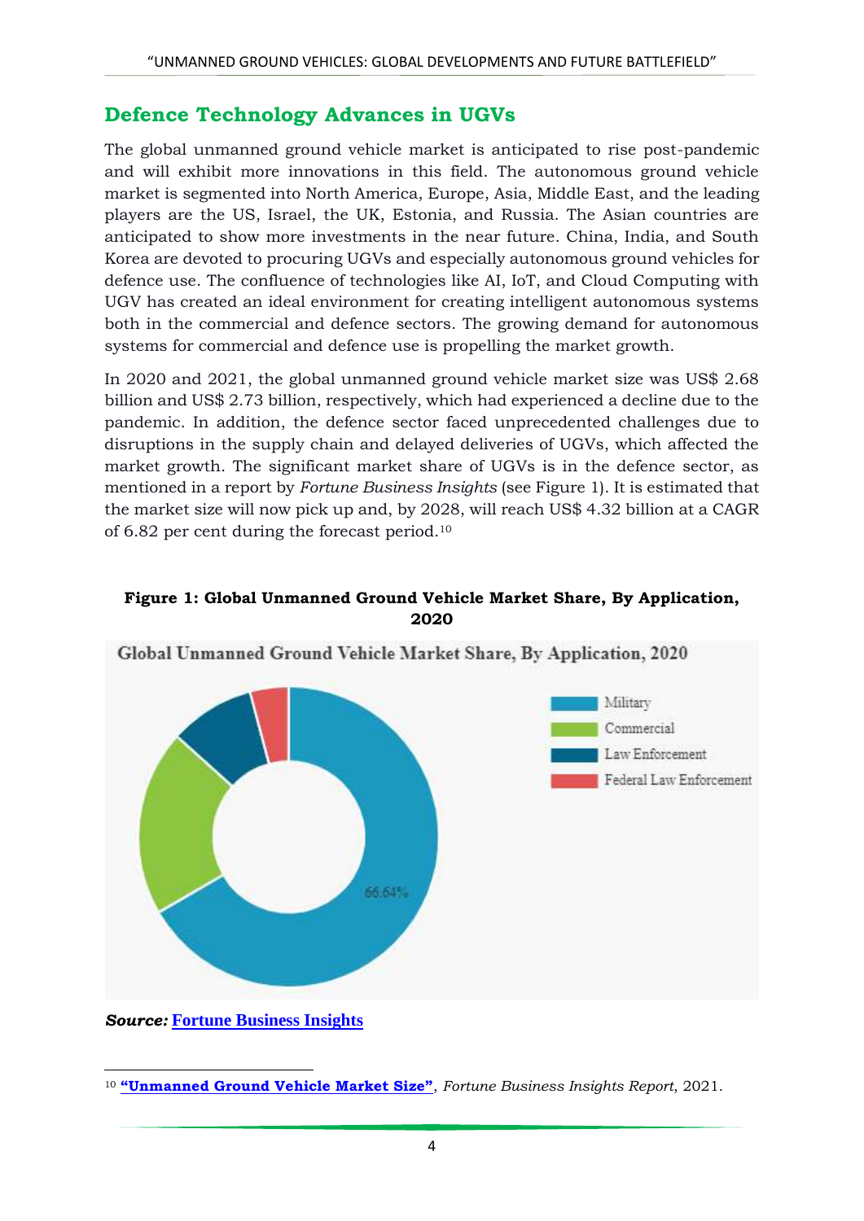## Defence Technology Advances in UGVs

The global unmanned ground vehicle market is anticipated to rise post-pandemic and will exhibit more innovations in this field. The autonomous ground vehicle market is segmented into North America, Europe, Asia, Middle East, and the leading players are the US, Israel, the UK, Estonia, and Russia. The Asian countries are anticipated to show more investments in the near future. China, India, and South Korea are devoted to procuring UGVs and especially autonomous ground vehicles for defence use. The confluence of technologies like AI, IoT, and Cloud Computing with UGV has created an ideal environment for creating intelligent autonomous systems both in the commercial and defence sectors. The growing demand for autonomous systems for commercial and defence use is propelling the market growth.

In 2020 and 2021, the global unmanned ground vehicle market size was US$ 2.68 billion and US$ 2.73 billion, respectively, which had experienced a decline due to the pandemic. In addition, the defence sector faced unprecedented challenges due to disruptions in the supply chain and delayed deliveries of UGVs, which affected the market growth. The significant market share of UGVs is in the defence sector, as mentioned in a report by *Fortune Business Insights* (see Figure 1). It is estimated that the market size will now pick up and, by 2028, will reach US$ 4.32 billion at a CAGR of 6.82 per cent during the forecast period.[10]

**Figure 1: Global Unmanned Ground Vehicle Market Share, By Application, 2020**

Global Unmanned Ground Vehicle Market Share, By Application, 2020

- Military
- Commercial
- Law Enforcement
- Federal Law Enforcement

66.64%

***Source:*** **Fortune Business Insights**

---

[10] **"Unmanned Ground Vehicle Market Size"**, *Fortune Business Insights Report*, 2021.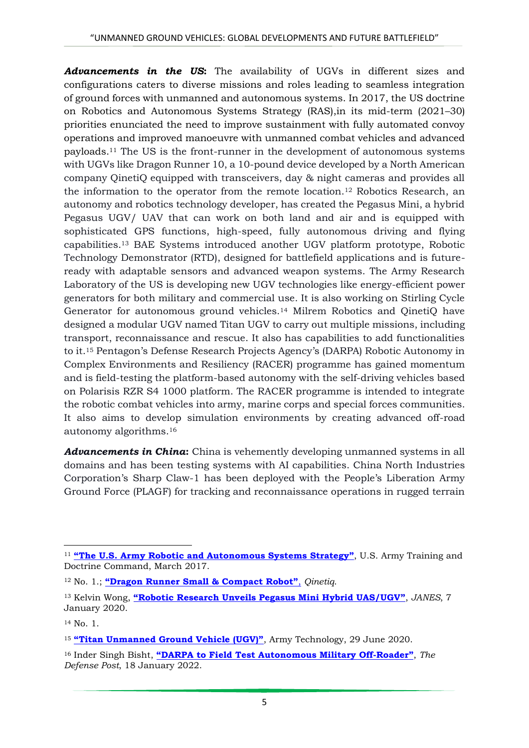***Advancements in the US*****:** The availability of UGVs in different sizes and configurations caters to diverse missions and roles leading to seamless integration of ground forces with unmanned and autonomous systems. In 2017, the US doctrine on Robotics and Autonomous Systems Strategy (RAS),in its mid-term (2021–30) priorities enunciated the need to improve sustainment with fully automated convoy operations and improved manoeuvre with unmanned combat vehicles and advanced payloads.[11] The US is the front-runner in the development of autonomous systems with UGVs like Dragon Runner 10, a 10-pound device developed by a North American company QinetiQ equipped with transceivers, day & night cameras and provides all the information to the operator from the remote location.[12] Robotics Research, an autonomy and robotics technology developer, has created the Pegasus Mini, a hybrid Pegasus UGV/ UAV that can work on both land and air and is equipped with sophisticated GPS functions, high-speed, fully autonomous driving and flying capabilities.[13] BAE Systems introduced another UGV platform prototype, Robotic Technology Demonstrator (RTD), designed for battlefield applications and is future-ready with adaptable sensors and advanced weapon systems. The Army Research Laboratory of the US is developing new UGV technologies like energy-efficient power generators for both military and commercial use. It is also working on Stirling Cycle Generator for autonomous ground vehicles.[14] Milrem Robotics and QinetiQ have designed a modular UGV named Titan UGV to carry out multiple missions, including transport, reconnaissance and rescue. It also has capabilities to add functionalities to it.[15] Pentagon's Defense Research Projects Agency's (DARPA) Robotic Autonomy in Complex Environments and Resiliency (RACER) programme has gained momentum and is field-testing the platform-based autonomy with the self-driving vehicles based on Polarisis RZR S4 1000 platform. The RACER programme is intended to integrate the robotic combat vehicles into army, marine corps and special forces communities. It also aims to develop simulation environments by creating advanced off-road autonomy algorithms.[16]

***Advancements in China*****:** China is vehemently developing unmanned systems in all domains and has been testing systems with AI capabilities. China North Industries Corporation's Sharp Claw-1 has been deployed with the People's Liberation Army Ground Force (PLAGF) for tracking and reconnaissance operations in rugged terrain

---

[11] **"The U.S. Army Robotic and Autonomous Systems Strategy"**, U.S. Army Training and Doctrine Command, March 2017.

[12] No. 1.; **"Dragon Runner Small & Compact Robot"**, *Qinetiq*.

[13] Kelvin Wong, **"Robotic Research Unveils Pegasus Mini Hybrid UAS/UGV"**, *JANES*, 7 January 2020.

[14] No. 1.

[15] **"Titan Unmanned Ground Vehicle (UGV)"**, Army Technology, 29 June 2020.

[16] Inder Singh Bisht, **"DARPA to Field Test Autonomous Military Off-Roader"**, *The Defense Post*, 18 January 2022.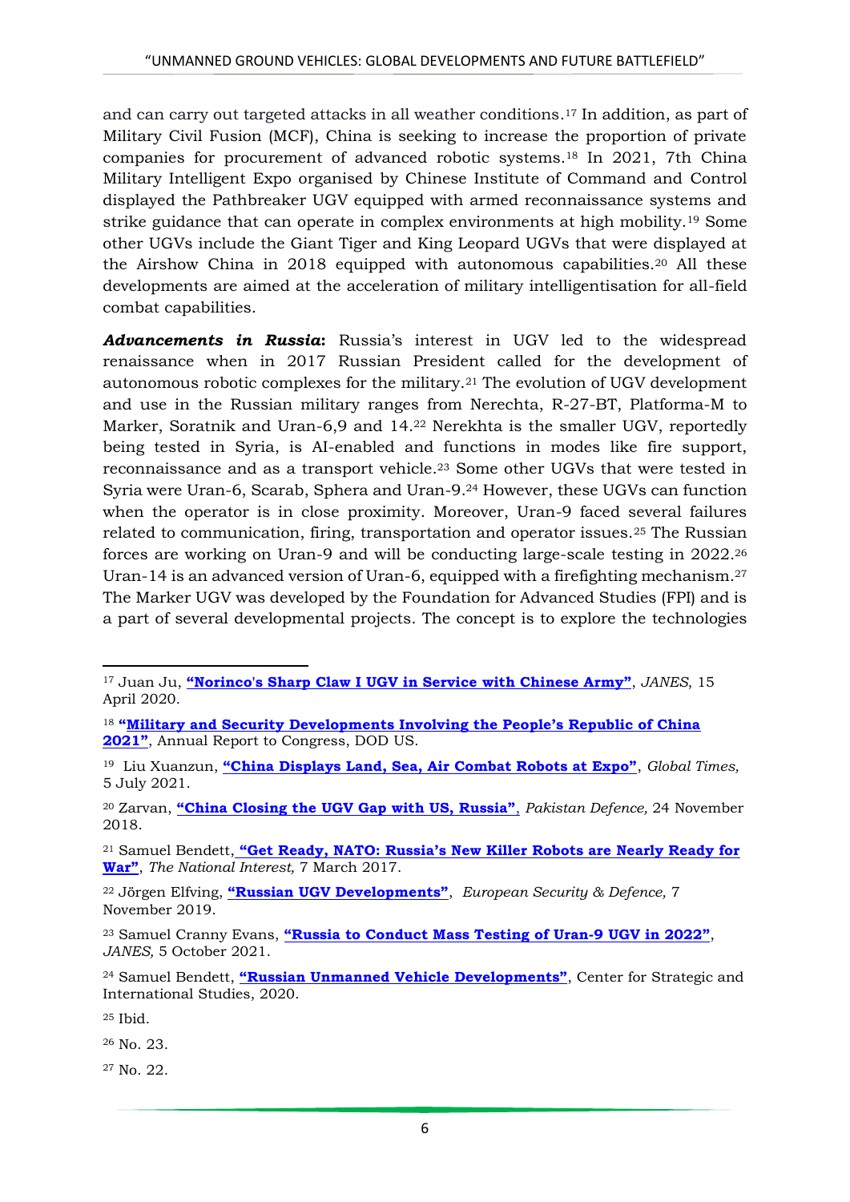and can carry out targeted attacks in all weather conditions.[17] In addition, as part of Military Civil Fusion (MCF), China is seeking to increase the proportion of private companies for procurement of advanced robotic systems.[18] In 2021, 7th China Military Intelligent Expo organised by Chinese Institute of Command and Control displayed the Pathbreaker UGV equipped with armed reconnaissance systems and strike guidance that can operate in complex environments at high mobility.[19] Some other UGVs include the Giant Tiger and King Leopard UGVs that were displayed at the Airshow China in 2018 equipped with autonomous capabilities.[20] All these developments are aimed at the acceleration of military intelligentisation for all-field combat capabilities.

***Advancements in Russia*:** Russia's interest in UGV led to the widespread renaissance when in 2017 Russian President called for the development of autonomous robotic complexes for the military.[21] The evolution of UGV development and use in the Russian military ranges from Nerechta, R-27-BT, Platforma-M to Marker, Soratnik and Uran-6,9 and 14.[22] Nerekhta is the smaller UGV, reportedly being tested in Syria, is AI-enabled and functions in modes like fire support, reconnaissance and as a transport vehicle.[23] Some other UGVs that were tested in Syria were Uran-6, Scarab, Sphera and Uran-9.[24] However, these UGVs can function when the operator is in close proximity. Moreover, Uran-9 faced several failures related to communication, firing, transportation and operator issues.[25] The Russian forces are working on Uran-9 and will be conducting large-scale testing in 2022.[26] Uran-14 is an advanced version of Uran-6, equipped with a firefighting mechanism.[27] The Marker UGV was developed by the Foundation for Advanced Studies (FPI) and is a part of several developmental projects. The concept is to explore the technologies

---

[17] Juan Ju, **"Norinco's Sharp Claw I UGV in Service with Chinese Army"**, *JANES*, 15 April 2020.

[18] **"Military and Security Developments Involving the People's Republic of China 2021"**, Annual Report to Congress, DOD US.

[19] Liu Xuanzun, **"China Displays Land, Sea, Air Combat Robots at Expo"**, *Global Times,* 5 July 2021.

[20] Zarvan, **"China Closing the UGV Gap with US, Russia"**, *Pakistan Defence,* 24 November 2018.

[21] Samuel Bendett, **"Get Ready, NATO: Russia's New Killer Robots are Nearly Ready for War"**, *The National Interest,* 7 March 2017.

[22] Jörgen Elfving, **"Russian UGV Developments"**, *European Security & Defence,* 7 November 2019.

[23] Samuel Cranny Evans, **"Russia to Conduct Mass Testing of Uran-9 UGV in 2022"**, *JANES,* 5 October 2021.

[24] Samuel Bendett, **"Russian Unmanned Vehicle Developments"**, Center for Strategic and International Studies, 2020.

[25] Ibid.

[26] No. 23.

[27] No. 22.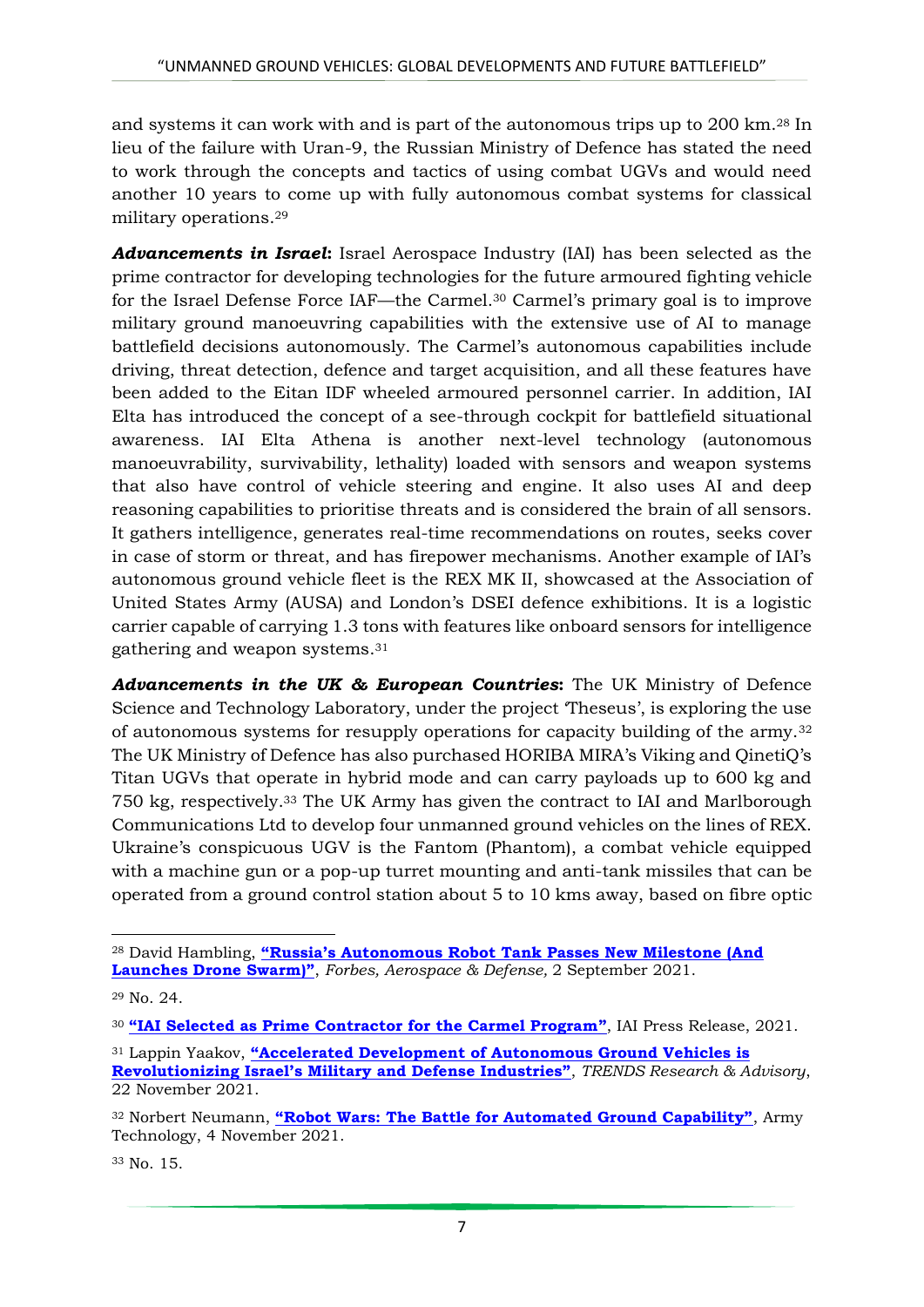and systems it can work with and is part of the autonomous trips up to 200 km.[28] In lieu of the failure with Uran-9, the Russian Ministry of Defence has stated the need to work through the concepts and tactics of using combat UGVs and would need another 10 years to come up with fully autonomous combat systems for classical military operations.[29]

***Advancements in Israel*:** Israel Aerospace Industry (IAI) has been selected as the prime contractor for developing technologies for the future armoured fighting vehicle for the Israel Defense Force IAF—the Carmel.[30] Carmel's primary goal is to improve military ground manoeuvring capabilities with the extensive use of AI to manage battlefield decisions autonomously. The Carmel's autonomous capabilities include driving, threat detection, defence and target acquisition, and all these features have been added to the Eitan IDF wheeled armoured personnel carrier. In addition, IAI Elta has introduced the concept of a see-through cockpit for battlefield situational awareness. IAI Elta Athena is another next-level technology (autonomous manoeuvrability, survivability, lethality) loaded with sensors and weapon systems that also have control of vehicle steering and engine. It also uses AI and deep reasoning capabilities to prioritise threats and is considered the brain of all sensors. It gathers intelligence, generates real-time recommendations on routes, seeks cover in case of storm or threat, and has firepower mechanisms. Another example of IAI's autonomous ground vehicle fleet is the REX MK II, showcased at the Association of United States Army (AUSA) and London's DSEI defence exhibitions. It is a logistic carrier capable of carrying 1.3 tons with features like onboard sensors for intelligence gathering and weapon systems.[31]

***Advancements in the UK & European Countries*:** The UK Ministry of Defence Science and Technology Laboratory, under the project 'Theseus', is exploring the use of autonomous systems for resupply operations for capacity building of the army.[32] The UK Ministry of Defence has also purchased HORIBA MIRA's Viking and QinetiQ's Titan UGVs that operate in hybrid mode and can carry payloads up to 600 kg and 750 kg, respectively.[33] The UK Army has given the contract to IAI and Marlborough Communications Ltd to develop four unmanned ground vehicles on the lines of REX. Ukraine's conspicuous UGV is the Fantom (Phantom), a combat vehicle equipped with a machine gun or a pop-up turret mounting and anti-tank missiles that can be operated from a ground control station about 5 to 10 kms away, based on fibre optic

---

[28] David Hambling, **"Russia's Autonomous Robot Tank Passes New Milestone (And Launches Drone Swarm)"**, *Forbes, Aerospace & Defense,* 2 September 2021.

[29] No. 24.

[30] **"IAI Selected as Prime Contractor for the Carmel Program"**, IAI Press Release, 2021.

[31] Lappin Yaakov, **"Accelerated Development of Autonomous Ground Vehicles is Revolutionizing Israel's Military and Defense Industries"**, *TRENDS Research & Advisory*, 22 November 2021.

[32] Norbert Neumann, **"Robot Wars: The Battle for Automated Ground Capability"**, Army Technology, 4 November 2021.

[33] No. 15.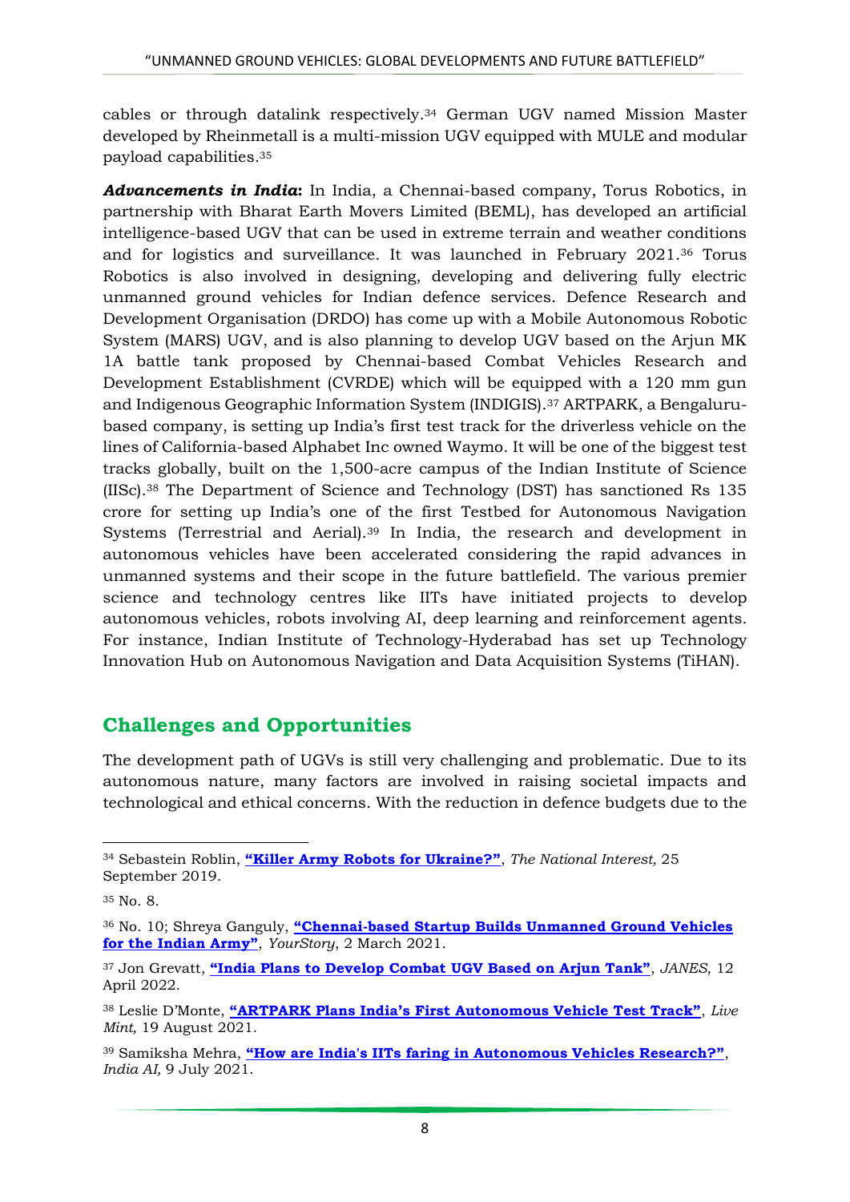cables or through datalink respectively.[34] German UGV named Mission Master developed by Rheinmetall is a multi-mission UGV equipped with MULE and modular payload capabilities.[35]

***Advancements in India*:** In India, a Chennai-based company, Torus Robotics, in partnership with Bharat Earth Movers Limited (BEML), has developed an artificial intelligence-based UGV that can be used in extreme terrain and weather conditions and for logistics and surveillance. It was launched in February 2021.[36] Torus Robotics is also involved in designing, developing and delivering fully electric unmanned ground vehicles for Indian defence services. Defence Research and Development Organisation (DRDO) has come up with a Mobile Autonomous Robotic System (MARS) UGV, and is also planning to develop UGV based on the Arjun MK 1A battle tank proposed by Chennai-based Combat Vehicles Research and Development Establishment (CVRDE) which will be equipped with a 120 mm gun and Indigenous Geographic Information System (INDIGIS).[37] ARTPARK, a Bengaluru-based company, is setting up India's first test track for the driverless vehicle on the lines of California-based Alphabet Inc owned Waymo. It will be one of the biggest test tracks globally, built on the 1,500-acre campus of the Indian Institute of Science (IISc).[38] The Department of Science and Technology (DST) has sanctioned Rs 135 crore for setting up India's one of the first Testbed for Autonomous Navigation Systems (Terrestrial and Aerial).[39] In India, the research and development in autonomous vehicles have been accelerated considering the rapid advances in unmanned systems and their scope in the future battlefield. The various premier science and technology centres like IITs have initiated projects to develop autonomous vehicles, robots involving AI, deep learning and reinforcement agents. For instance, Indian Institute of Technology-Hyderabad has set up Technology Innovation Hub on Autonomous Navigation and Data Acquisition Systems (TiHAN).

## Challenges and Opportunities

The development path of UGVs is still very challenging and problematic. Due to its autonomous nature, many factors are involved in raising societal impacts and technological and ethical concerns. With the reduction in defence budgets due to the

---

[34] Sebastein Roblin, **"Killer Army Robots for Ukraine?"**, *The National Interest,* 25 September 2019.

[35] No. 8.

[36] No. 10; Shreya Ganguly, **"Chennai-based Startup Builds Unmanned Ground Vehicles for the Indian Army"**, *YourStory*, 2 March 2021.

[37] Jon Grevatt, **"India Plans to Develop Combat UGV Based on Arjun Tank"**, *JANES*, 12 April 2022.

[38] Leslie D'Monte, **"ARTPARK Plans India's First Autonomous Vehicle Test Track"**, *Live Mint,* 19 August 2021.

[39] Samiksha Mehra, **"How are India's IITs faring in Autonomous Vehicles Research?"**, *India AI,* 9 July 2021.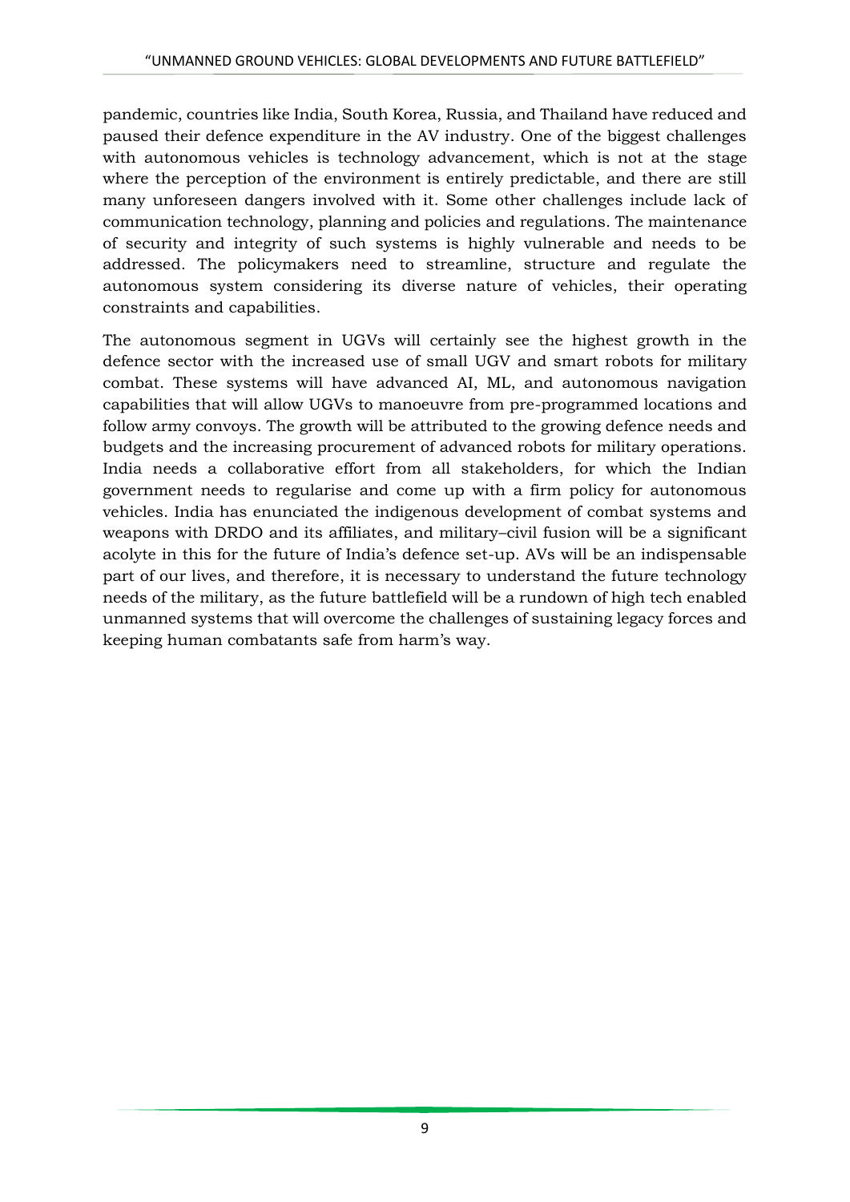pandemic, countries like India, South Korea, Russia, and Thailand have reduced and paused their defence expenditure in the AV industry. One of the biggest challenges with autonomous vehicles is technology advancement, which is not at the stage where the perception of the environment is entirely predictable, and there are still many unforeseen dangers involved with it. Some other challenges include lack of communication technology, planning and policies and regulations. The maintenance of security and integrity of such systems is highly vulnerable and needs to be addressed. The policymakers need to streamline, structure and regulate the autonomous system considering its diverse nature of vehicles, their operating constraints and capabilities.

The autonomous segment in UGVs will certainly see the highest growth in the defence sector with the increased use of small UGV and smart robots for military combat. These systems will have advanced AI, ML, and autonomous navigation capabilities that will allow UGVs to manoeuvre from pre-programmed locations and follow army convoys. The growth will be attributed to the growing defence needs and budgets and the increasing procurement of advanced robots for military operations. India needs a collaborative effort from all stakeholders, for which the Indian government needs to regularise and come up with a firm policy for autonomous vehicles. India has enunciated the indigenous development of combat systems and weapons with DRDO and its affiliates, and military–civil fusion will be a significant acolyte in this for the future of India's defence set-up. AVs will be an indispensable part of our lives, and therefore, it is necessary to understand the future technology needs of the military, as the future battlefield will be a rundown of high tech enabled unmanned systems that will overcome the challenges of sustaining legacy forces and keeping human combatants safe from harm's way.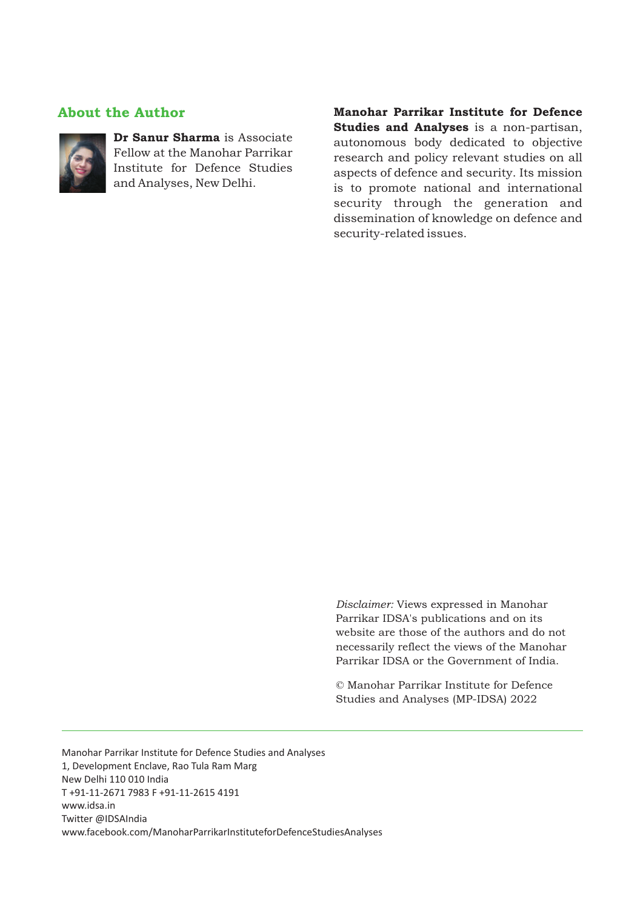## About the Author

**Dr Sanur Sharma** is Associate Fellow at the Manohar Parrikar Institute for Defence Studies and Analyses, New Delhi.

**Manohar Parrikar Institute for Defence Studies and Analyses** is a non-partisan, autonomous body dedicated to objective research and policy relevant studies on all aspects of defence and security. Its mission is to promote national and international security through the generation and dissemination of knowledge on defence and security-related issues.

*Disclaimer:* Views expressed in Manohar Parrikar IDSA's publications and on its website are those of the authors and do not necessarily reflect the views of the Manohar Parrikar IDSA or the Government of India.

© Manohar Parrikar Institute for Defence Studies and Analyses (MP-IDSA) 2022

Manohar Parrikar Institute for Defence Studies and Analyses
1, Development Enclave, Rao Tula Ram Marg
New Delhi 110 010 India
T +91-11-2671 7983 F +91-11-2615 4191
www.idsa.in
Twitter @IDSAIndia
www.facebook.com/ManoharParrikarInstituteforDefenceStudiesAnalyses